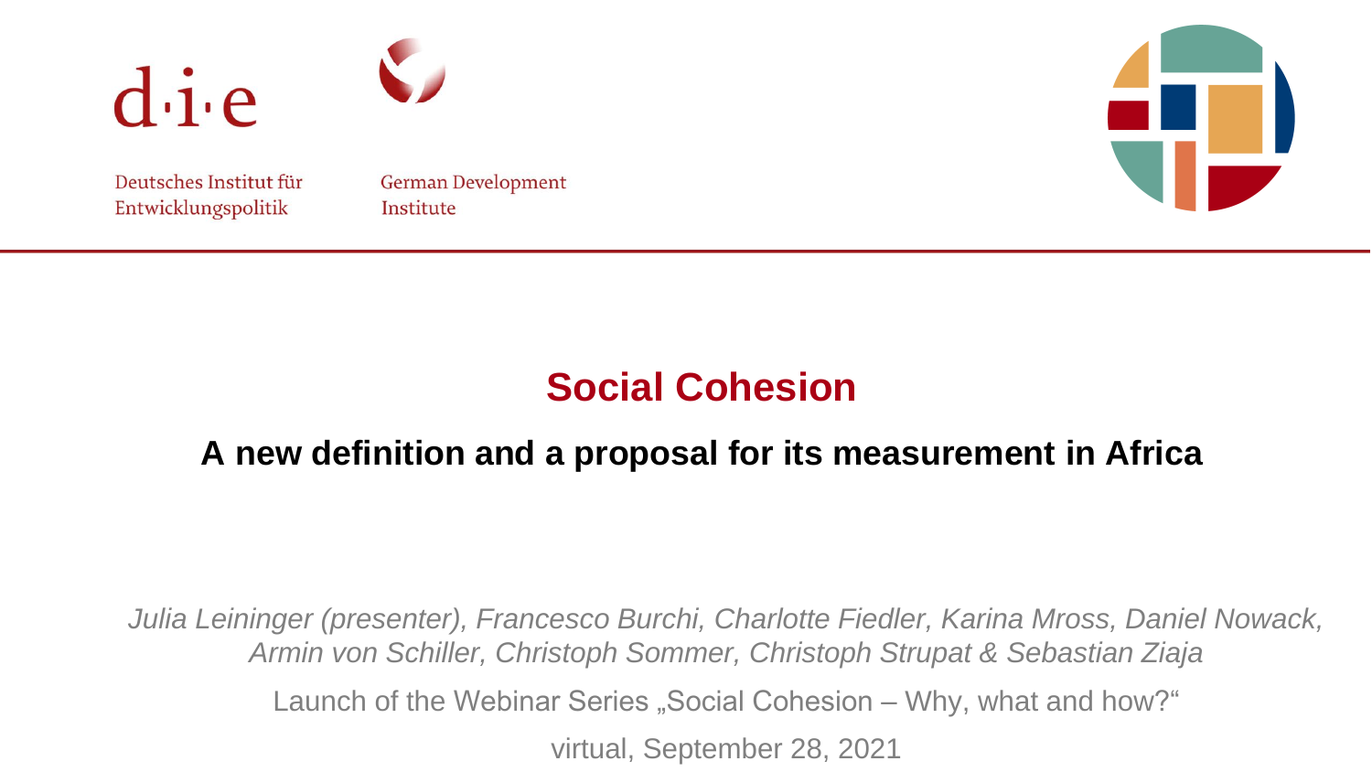d·i·e

Deutsches Institut für Entwicklungspolitik

German Development Institute

# Social Cohesion

## A new definition and a proposal for its measurement in Africa

*Julia Leininger (presenter), Francesco Burchi, Charlotte Fiedler, Karina Mross, Daniel Nowack, Armin von Schiller, Christoph Sommer, Christoph Strupat & Sebastian Ziaja*

Launch of the Webinar Series „Social Cohesion – Why, what and how?“

virtual, September 28, 2021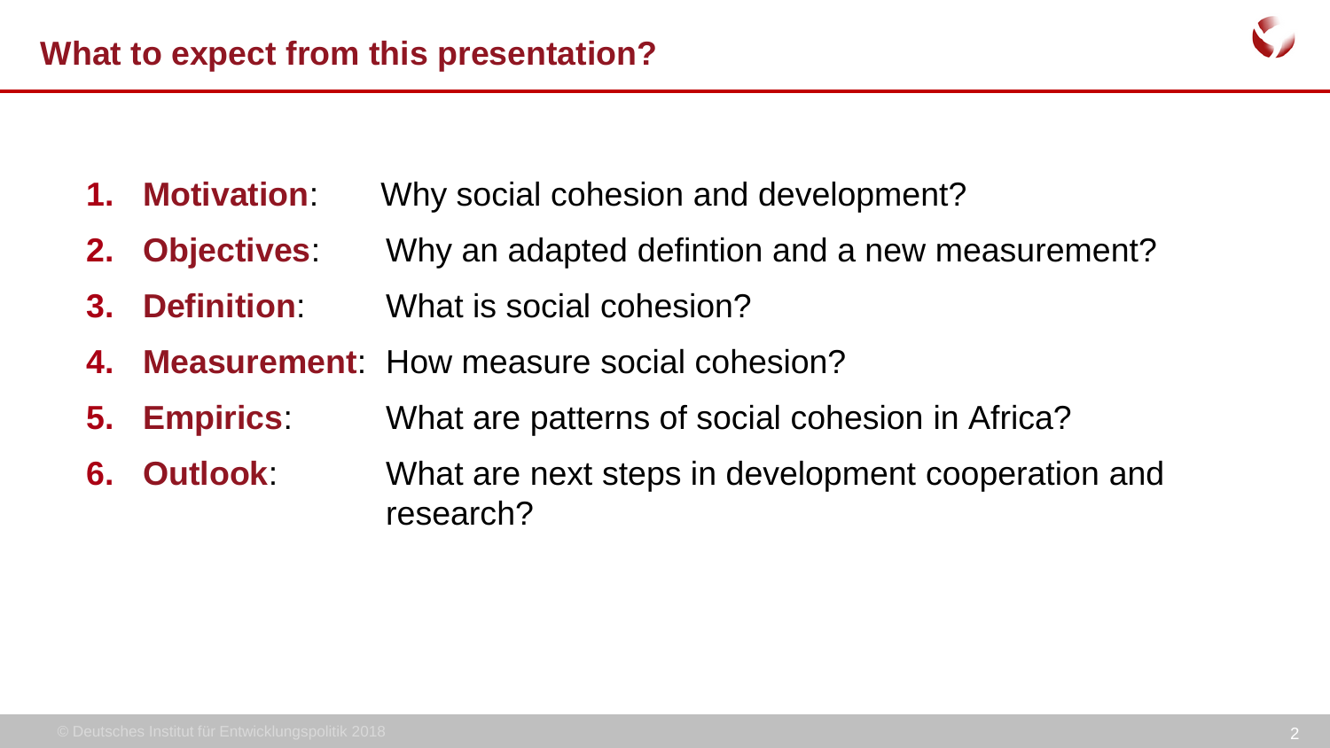## What to expect from this presentation?

1. **Motivation**: Why social cohesion and development?
2. **Objectives**: Why an adapted defintion and a new measurement?
3. **Definition**: What is social cohesion?
4. **Measurement**: How measure social cohesion?
5. **Empirics**: What are patterns of social cohesion in Africa?
6. **Outlook**: What are next steps in development cooperation and research?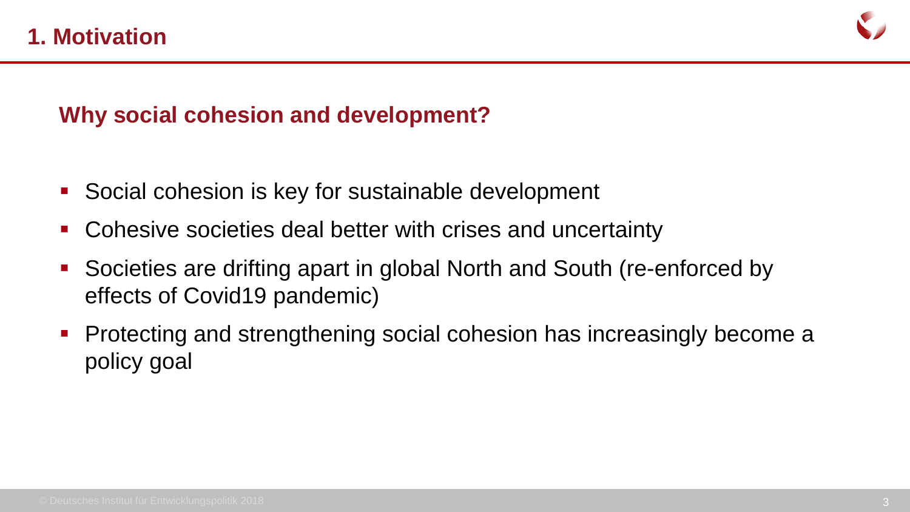# 1. Motivation

## Why social cohesion and development?

- Social cohesion is key for sustainable development
- Cohesive societies deal better with crises and uncertainty
- Societies are drifting apart in global North and South (re-enforced by effects of Covid19 pandemic)
- Protecting and strengthening social cohesion has increasingly become a policy goal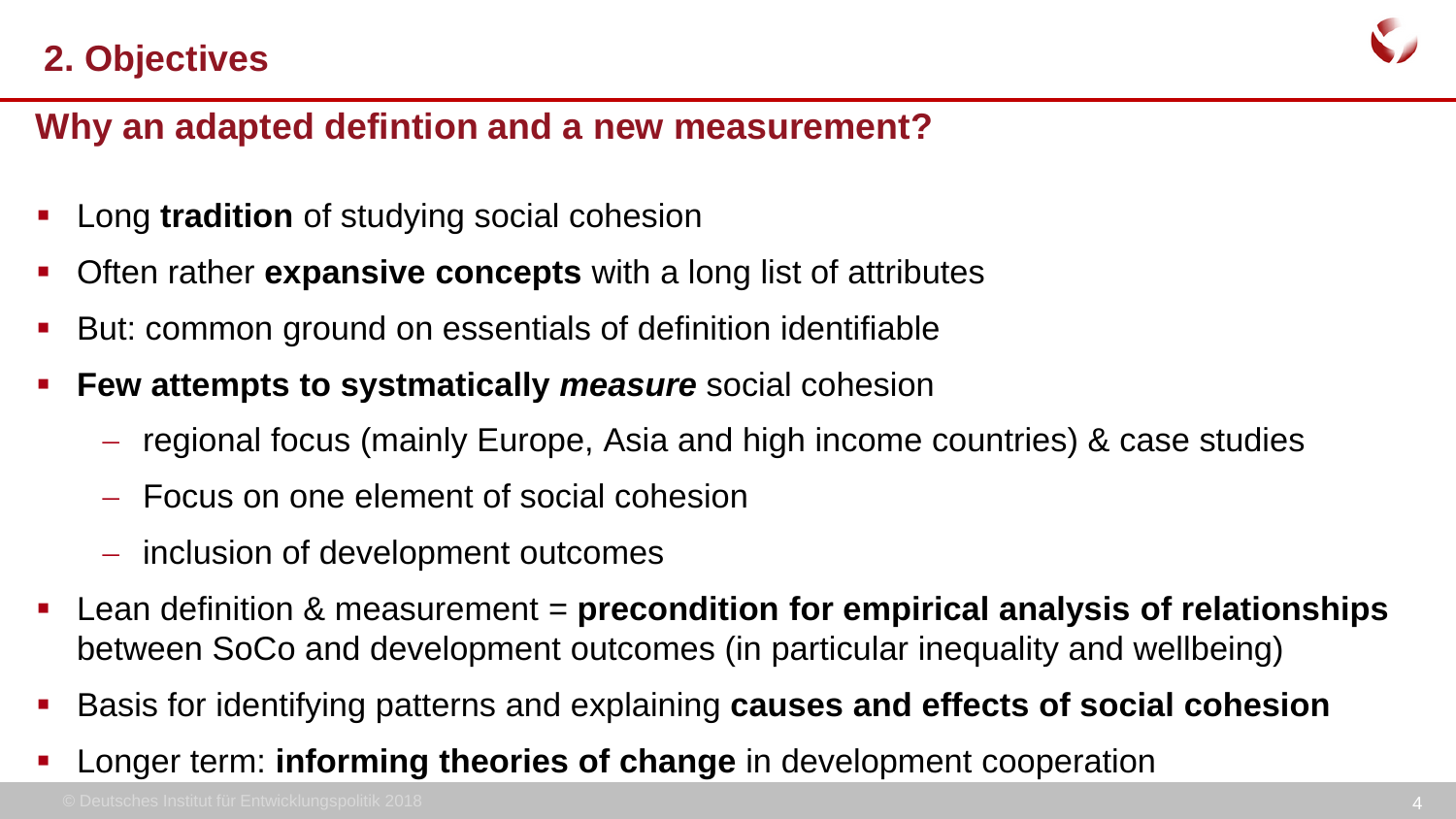## 2. Objectives

### Why an adapted defintion and a new measurement?

- Long **tradition** of studying social cohesion
- Often rather **expansive concepts** with a long list of attributes
- But: common ground on essentials of definition identifiable
- **Few attempts to systmatically *measure*** social cohesion
  - regional focus (mainly Europe, Asia and high income countries) & case studies
  - Focus on one element of social cohesion
  - inclusion of development outcomes
- Lean definition & measurement = **precondition for empirical analysis of relationships** between SoCo and development outcomes (in particular inequality and wellbeing)
- Basis for identifying patterns and explaining **causes and effects of social cohesion**
- Longer term: **informing theories of change** in development cooperation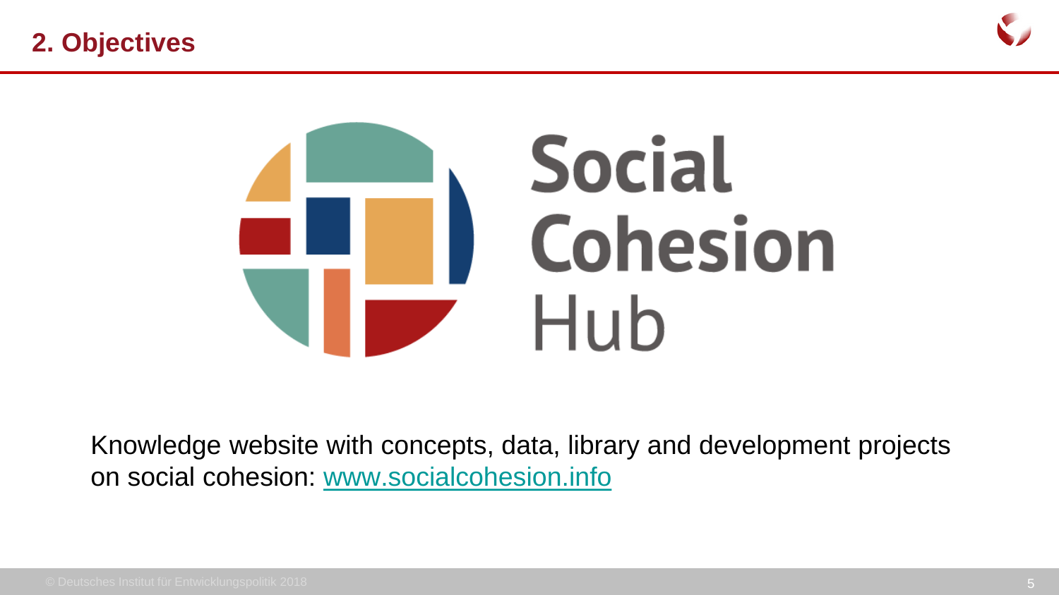## 2. Objectives

Social Cohesion Hub

Knowledge website with concepts, data, library and development projects on social cohesion: www.socialcohesion.info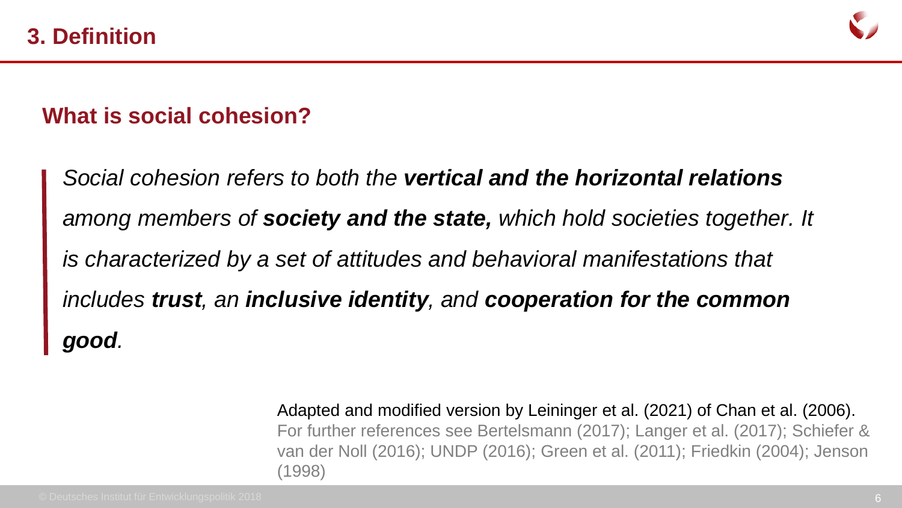# 3. Definition

## What is social cohesion?

> *Social cohesion refers to both the* ***vertical and the horizontal relations*** *among members of* ***society and the state,*** *which hold societies together. It is characterized by a set of attitudes and behavioral manifestations that includes* ***trust****, an* ***inclusive identity****, and* ***cooperation for the common good****.*

Adapted and modified version by Leininger et al. (2021) of Chan et al. (2006).
For further references see Bertelsmann (2017); Langer et al. (2017); Schiefer & van der Noll (2016); UNDP (2016); Green et al. (2011); Friedkin (2004); Jenson (1998)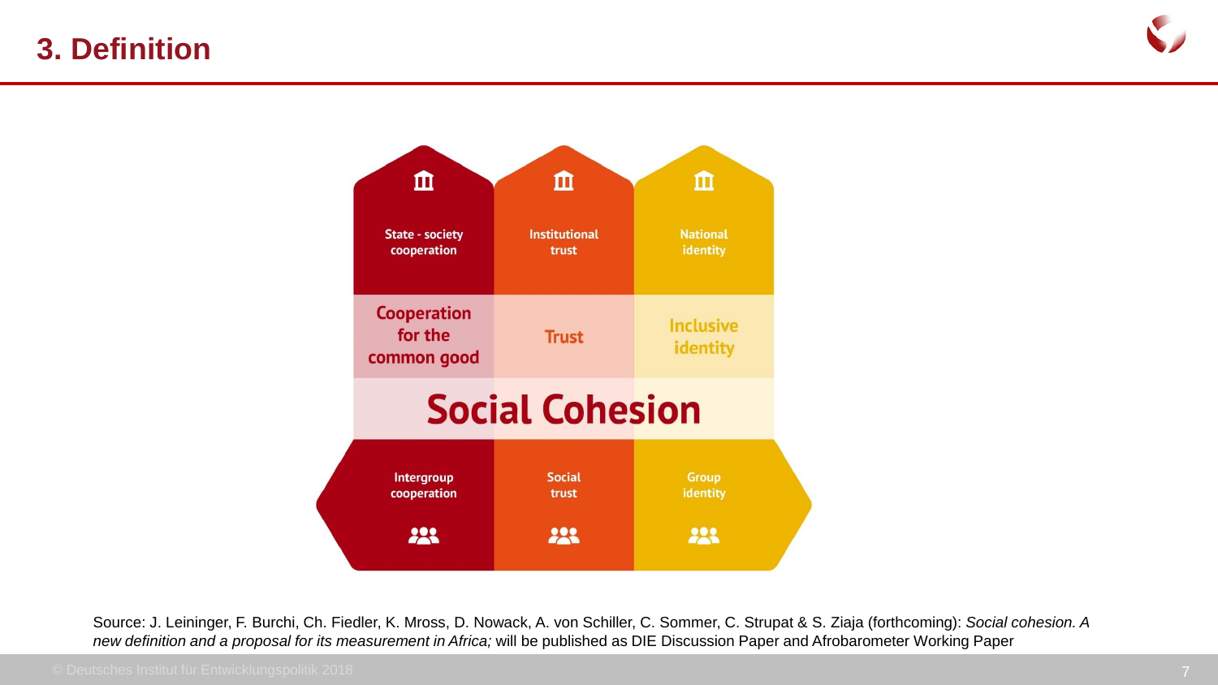# 3. Definition

State - society cooperation | Institutional trust | National identity

Cooperation for the common good | Trust | Inclusive identity

**Social Cohesion**

Intergroup cooperation | Social trust | Group identity

Source: J. Leininger, F. Burchi, Ch. Fiedler, K. Mross, D. Nowack, A. von Schiller, C. Sommer, C. Strupat & S. Ziaja (forthcoming): *Social cohesion. A new definition and a proposal for its measurement in Africa;* will be published as DIE Discussion Paper and Afrobarometer Working Paper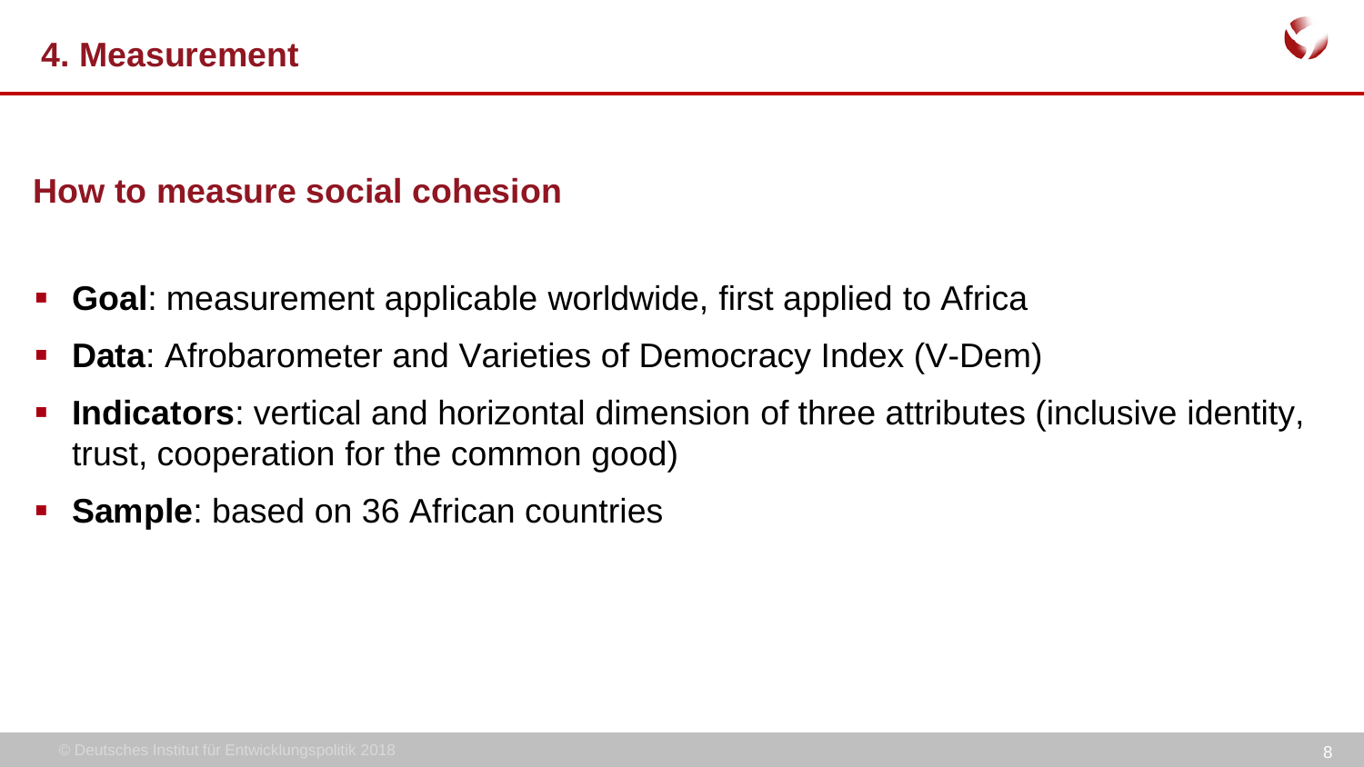# 4. Measurement

## How to measure social cohesion

- **Goal**: measurement applicable worldwide, first applied to Africa
- **Data**: Afrobarometer and Varieties of Democracy Index (V-Dem)
- **Indicators**: vertical and horizontal dimension of three attributes (inclusive identity, trust, cooperation for the common good)
- **Sample**: based on 36 African countries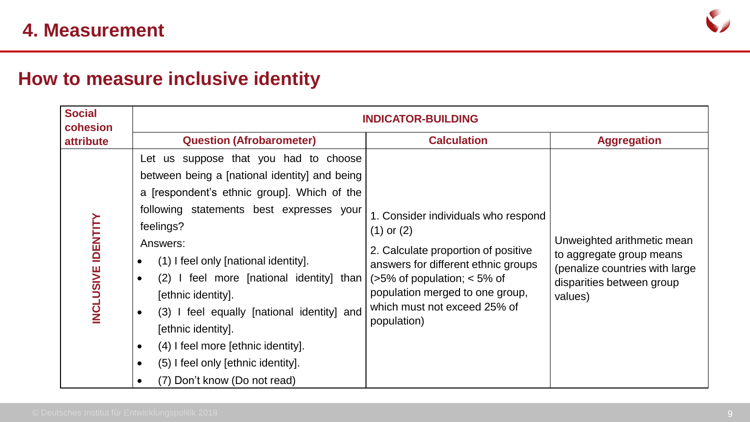## 4. Measurement

### How to measure inclusive identity

| Social cohesion attribute | INDICATOR-BUILDING | | |
|---|---|---|---|
| | **Question (Afrobarometer)** | **Calculation** | **Aggregation** |
| **INCLUSIVE IDENTITY** | Let us suppose that you had to choose between being a [national identity] and being a [respondent's ethnic group]. Which of the following statements best expresses your feelings?<br>Answers:<br>• (1) I feel only [national identity].<br>• (2) I feel more [national identity] than [ethnic identity].<br>• (3) I feel equally [national identity] and [ethnic identity].<br>• (4) I feel more [ethnic identity].<br>• (5) I feel only [ethnic identity].<br>• (7) Don't know (Do not read) | 1. Consider individuals who respond (1) or (2)<br>2. Calculate proportion of positive answers for different ethnic groups (>5% of population; < 5% of population merged to one group, which must not exceed 25% of population) | Unweighted arithmetic mean to aggregate group means (penalize countries with large disparities between group values) |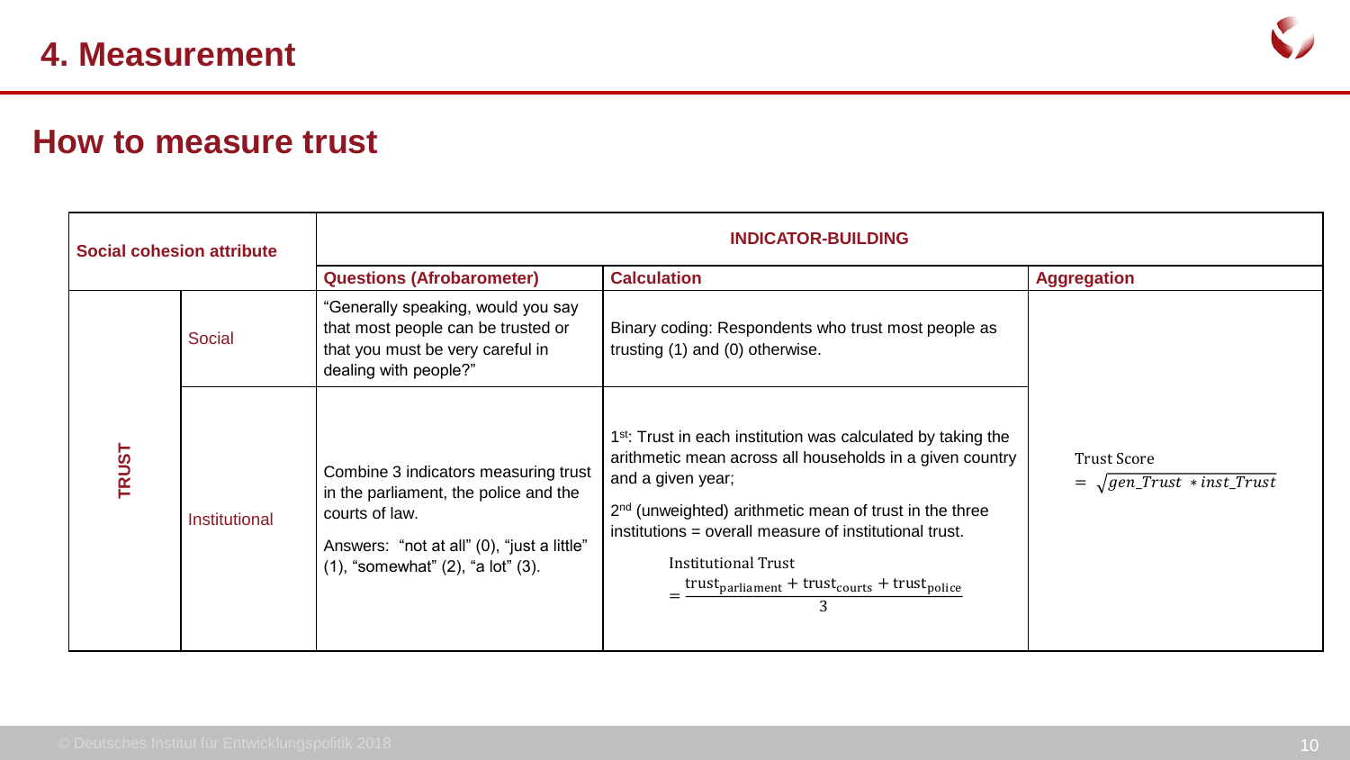# 4. Measurement

## How to measure trust

| Social cohesion attribute | | INDICATOR-BUILDING | | |
|---|---|---|---|---|
| | | **Questions (Afrobarometer)** | **Calculation** | **Aggregation** |
| **TRUST** | Social | "Generally speaking, would you say that most people can be trusted or that you must be very careful in dealing with people?" | Binary coding: Respondents who trust most people as trusting (1) and (0) otherwise. | $\text{Trust Score} = \sqrt{gen\_Trust * inst\_Trust}$ |
| | Institutional | Combine 3 indicators measuring trust in the parliament, the police and the courts of law. Answers: "not at all" (0), "just a little" (1), "somewhat" (2), "a lot" (3). | 1st: Trust in each institution was calculated by taking the arithmetic mean across all households in a given country and a given year; 2nd (unweighted) arithmetic mean of trust in the three institutions = overall measure of institutional trust. $\text{Institutional Trust} = \frac{\text{trust}_{\text{parliament}} + \text{trust}_{\text{courts}} + \text{trust}_{\text{police}}}{3}$ | |

© Deutsches Institut für Entwicklungspolitik 2018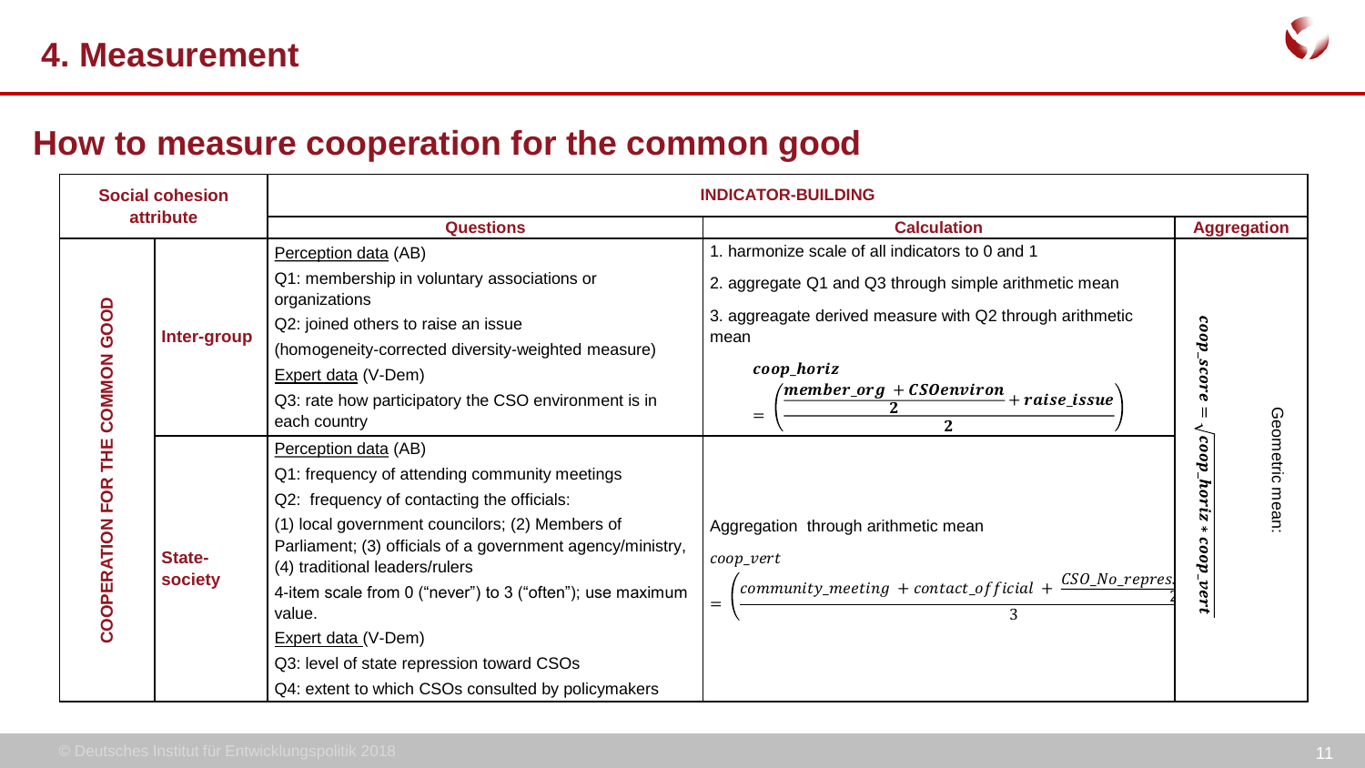# 4. Measurement

## How to measure cooperation for the common good

| Social cohesion attribute | | INDICATOR-BUILDING | | |
|---|---|---|---|---|
| | | **Questions** | **Calculation** | **Aggregation** |
| COOPERATION FOR THE COMMON GOOD | **Inter-group** | Perception data (AB)<br>Q1: membership in voluntary associations or organizations<br>Q2: joined others to raise an issue<br>(homogeneity-corrected diversity-weighted measure)<br>Expert data (V-Dem)<br>Q3: rate how participatory the CSO environment is in each country | 1. harmonize scale of all indicators to 0 and 1<br>2. aggregate Q1 and Q3 through simple arithmetic mean<br>3. aggreagate derived measure with Q2 through arithmetic mean<br>$coop\_horiz = \left(\frac{\frac{member\_org + CSOenviron}{2} + raise\_issue}{2}\right)$ | $coop\_score = \sqrt{coop\_horiz * coop\_vert}$<br>Geometric mean: |
| | **State-society** | Perception data (AB)<br>Q1: frequency of attending community meetings<br>Q2: frequency of contacting the officials:<br>(1) local government councilors; (2) Members of Parliament; (3) officials of a government agency/ministry, (4) traditional leaders/rulers<br>4-item scale from 0 ("never") to 3 ("often"); use maximum value.<br>Expert data (V-Dem)<br>Q3: level of state repression toward CSOs<br>Q4: extent to which CSOs consulted by policymakers | Aggregation through arithmetic mean<br>$coop\_vert = \left(\frac{community\_meeting + contact\_official + \frac{CSO\_No\_repres...}{2}}{3}\right)$ | |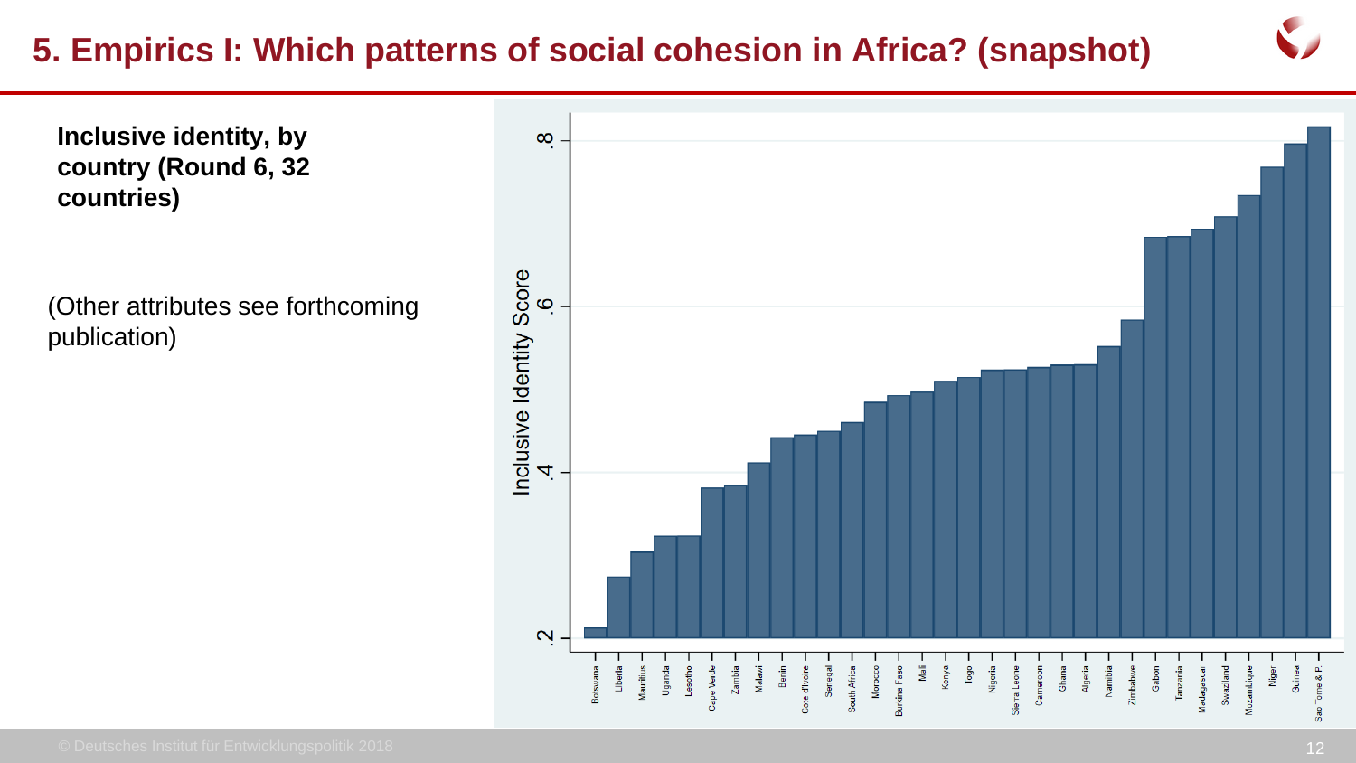# 5. Empirics I: Which patterns of social cohesion in Africa? (snapshot)

**Inclusive identity, by country (Round 6, 32 countries)**

(Other attributes see forthcoming publication)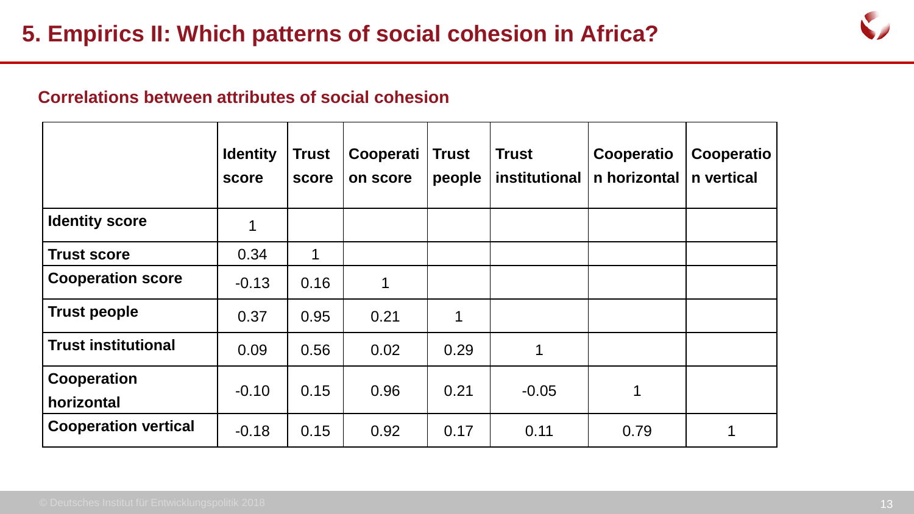# 5. Empirics II: Which patterns of social cohesion in Africa?

## Correlations between attributes of social cohesion

| | Identity score | Trust score | Cooperation score | Trust people | Trust institutional | Cooperation horizontal | Cooperation vertical |
|---|---|---|---|---|---|---|---|
| **Identity score** | 1 | | | | | | |
| **Trust score** | 0.34 | 1 | | | | | |
| **Cooperation score** | -0.13 | 0.16 | 1 | | | | |
| **Trust people** | 0.37 | 0.95 | 0.21 | 1 | | | |
| **Trust institutional** | 0.09 | 0.56 | 0.02 | 0.29 | 1 | | |
| **Cooperation horizontal** | -0.10 | 0.15 | 0.96 | 0.21 | -0.05 | 1 | |
| **Cooperation vertical** | -0.18 | 0.15 | 0.92 | 0.17 | 0.11 | 0.79 | 1 |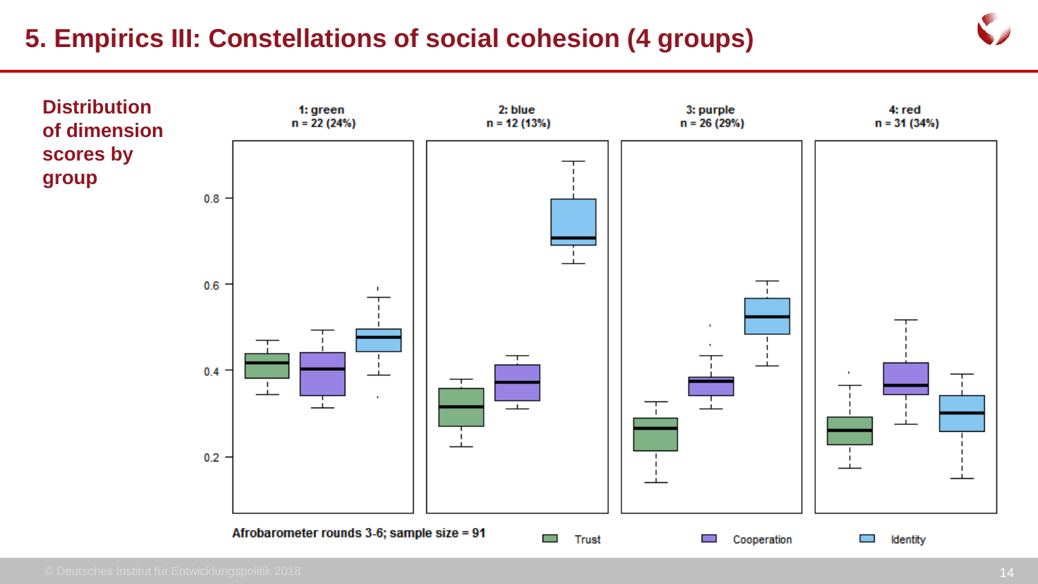# 5. Empirics III: Constellations of social cohesion (4 groups)

## Distribution of dimension scores by group

1: green
n = 22 (24%)

2: blue
n = 12 (13%)

3: purple
n = 26 (29%)

4: red
n = 31 (34%)

0.8
0.6
0.4
0.2

Afrobarometer rounds 3-6; sample size = 91

Trust Cooperation Identity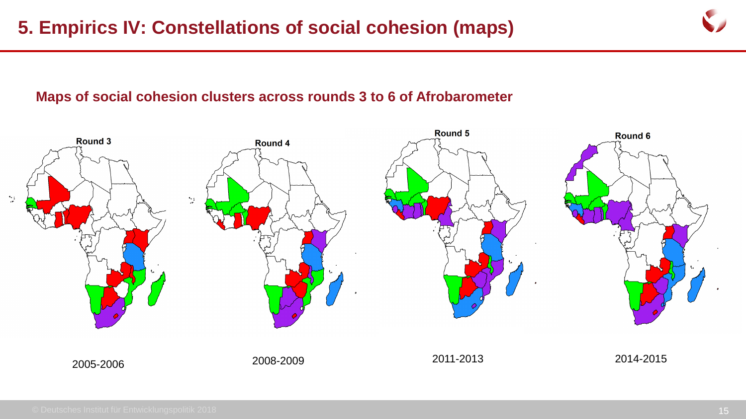# 5. Empirics IV: Constellations of social cohesion (maps)

**Maps of social cohesion clusters across rounds 3 to 6 of Afrobarometer**

| Round 3 | Round 4 | Round 5 | Round 6 |
| --- | --- | --- | --- |
| 2005-2006 | 2008-2009 | 2011-2013 | 2014-2015 |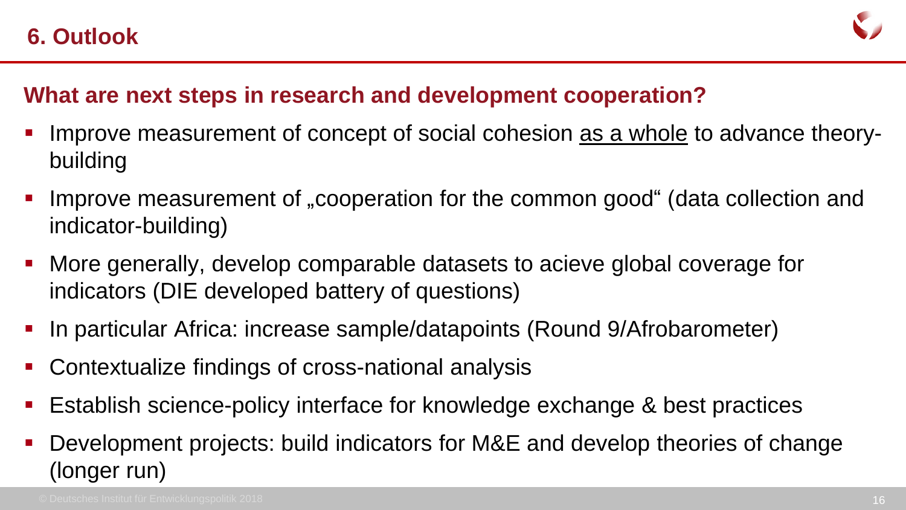## 6. Outlook

### What are next steps in research and development cooperation?

- Improve measurement of concept of social cohesion <u>as a whole</u> to advance theory-building
- Improve measurement of „cooperation for the common good“ (data collection and indicator-building)
- More generally, develop comparable datasets to acieve global coverage for indicators (DIE developed battery of questions)
- In particular Africa: increase sample/datapoints (Round 9/Afrobarometer)
- Contextualize findings of cross-national analysis
- Establish science-policy interface for knowledge exchange & best practices
- Development projects: build indicators for M&E and develop theories of change (longer run)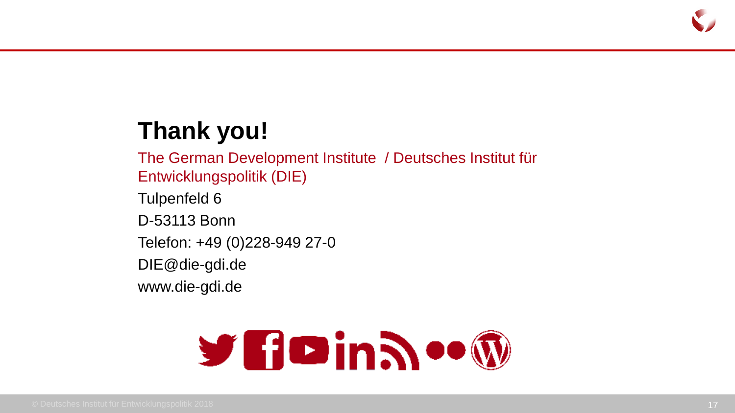# Thank you!

The German Development Institute / Deutsches Institut für Entwicklungspolitik (DIE)

Tulpenfeld 6

D-53113 Bonn

Telefon: +49 (0)228-949 27-0

DIE@die-gdi.de

www.die-gdi.de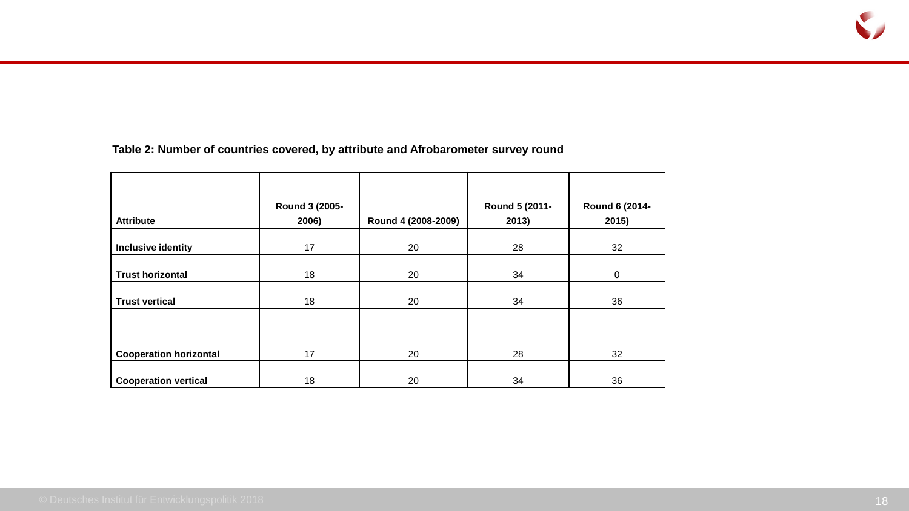**Table 2: Number of countries covered, by attribute and Afrobarometer survey round**

| Attribute | Round 3 (2005-2006) | Round 4 (2008-2009) | Round 5 (2011-2013) | Round 6 (2014-2015) |
|---|---|---|---|---|
| **Inclusive identity** | 17 | 20 | 28 | 32 |
| **Trust horizontal** | 18 | 20 | 34 | 0 |
| **Trust vertical** | 18 | 20 | 34 | 36 |
| **Cooperation horizontal** | 17 | 20 | 28 | 32 |
| **Cooperation vertical** | 18 | 20 | 34 | 36 |